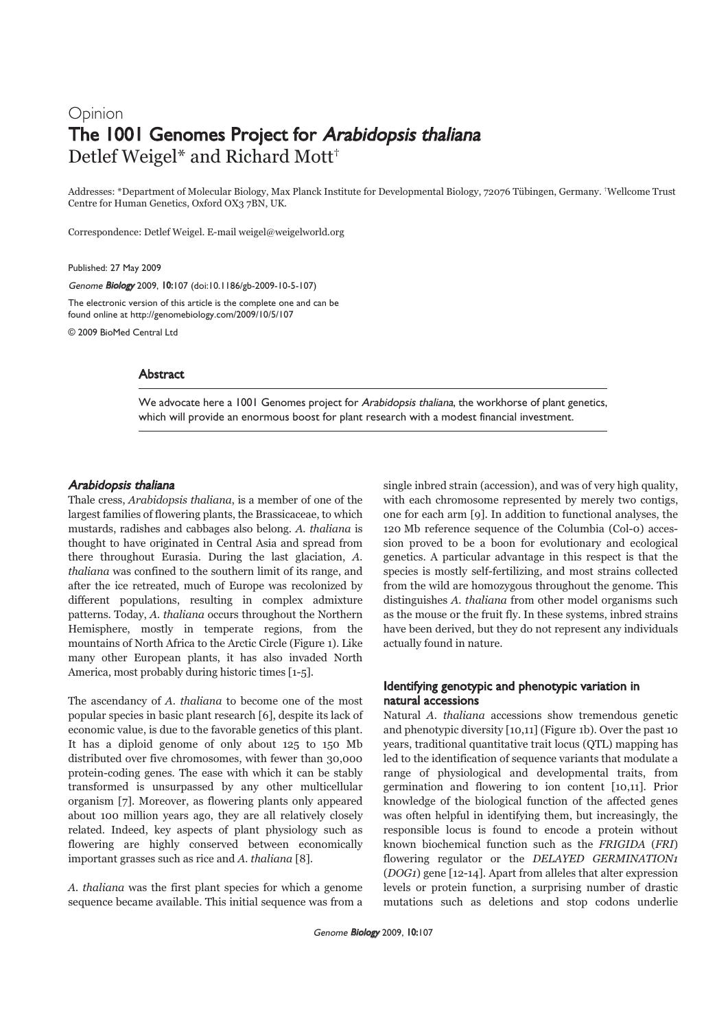Opinion

# The 1001 Genomes Project for *Arabidopsis thaliana*

Detlef Weigel* and Richard Mott†

Addresses: *Department of Molecular Biology, Max Planck Institute for Developmental Biology, 72076 Tübingen, Germany. †Wellcome Trust Centre for Human Genetics, Oxford OX3 7BN, UK.

Correspondence: Detlef Weigel. E-mail weigel@weigelworld.org

Published: 27 May 2009

*Genome Biology* 2009, **10:**107 (doi:10.1186/gb-2009-10-5-107)

The electronic version of this article is the complete one and can be found online at http://genomebiology.com/2009/10/5/107

© 2009 BioMed Central Ltd

## Abstract

We advocate here a 1001 Genomes project for *Arabidopsis thaliana*, the workhorse of plant genetics, which will provide an enormous boost for plant research with a modest financial investment.

## *Arabidopsis thaliana*

Thale cress, *Arabidopsis thaliana*, is a member of one of the largest families of flowering plants, the Brassicaceae, to which mustards, radishes and cabbages also belong. *A. thaliana* is thought to have originated in Central Asia and spread from there throughout Eurasia. During the last glaciation, *A. thaliana* was confined to the southern limit of its range, and after the ice retreated, much of Europe was recolonized by different populations, resulting in complex admixture patterns. Today, *A. thaliana* occurs throughout the Northern Hemisphere, mostly in temperate regions, from the mountains of North Africa to the Arctic Circle (Figure 1). Like many other European plants, it has also invaded North America, most probably during historic times [1-5].

The ascendancy of *A. thaliana* to become one of the most popular species in basic plant research [6], despite its lack of economic value, is due to the favorable genetics of this plant. It has a diploid genome of only about 125 to 150 Mb distributed over five chromosomes, with fewer than 30,000 protein-coding genes. The ease with which it can be stably transformed is unsurpassed by any other multicellular organism [7]. Moreover, as flowering plants only appeared about 100 million years ago, they are all relatively closely related. Indeed, key aspects of plant physiology such as flowering are highly conserved between economically important grasses such as rice and *A. thaliana* [8].

*A. thaliana* was the first plant species for which a genome sequence became available. This initial sequence was from a single inbred strain (accession), and was of very high quality, with each chromosome represented by merely two contigs, one for each arm [9]. In addition to functional analyses, the 120 Mb reference sequence of the Columbia (Col-0) accession proved to be a boon for evolutionary and ecological genetics. A particular advantage in this respect is that the species is mostly self-fertilizing, and most strains collected from the wild are homozygous throughout the genome. This distinguishes *A. thaliana* from other model organisms such as the mouse or the fruit fly. In these systems, inbred strains have been derived, but they do not represent any individuals actually found in nature.

## Identifying genotypic and phenotypic variation in natural accessions

Natural *A. thaliana* accessions show tremendous genetic and phenotypic diversity [10,11] (Figure 1b). Over the past 10 years, traditional quantitative trait locus (QTL) mapping has led to the identification of sequence variants that modulate a range of physiological and developmental traits, from germination and flowering to ion content [10,11]. Prior knowledge of the biological function of the affected genes was often helpful in identifying them, but increasingly, the responsible locus is found to encode a protein without known biochemical function such as the *FRIGIDA* (*FRI*) flowering regulator or the *DELAYED GERMINATION1* (*DOG1*) gene [12-14]. Apart from alleles that alter expression levels or protein function, a surprising number of drastic mutations such as deletions and stop codons underlie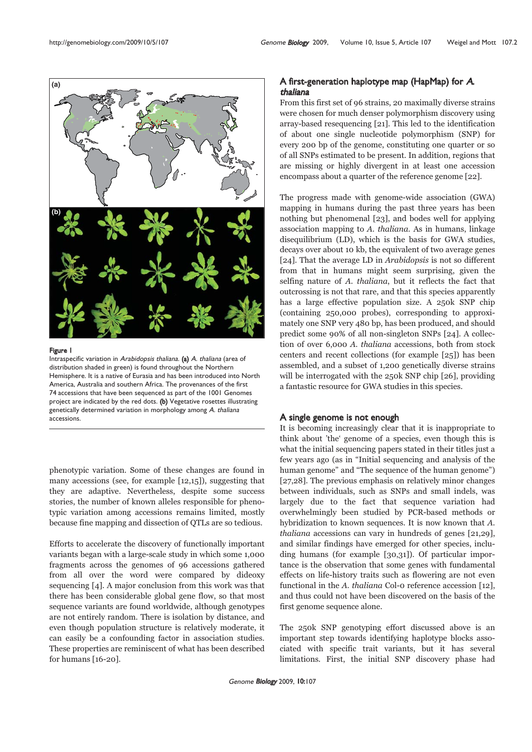Figure 1

Intraspecific variation in *Arabidopsis thaliana*. **(a)** *A. thaliana* (area of distribution shaded in green) is found throughout the Northern Hemisphere. It is a native of Eurasia and has been introduced into North America, Australia and southern Africa. The provenances of the first 74 accessions that have been sequenced as part of the 1001 Genomes project are indicated by the red dots. **(b)** Vegetative rosettes illustrating genetically determined variation in morphology among *A. thaliana* accessions.

phenotypic variation. Some of these changes are found in many accessions (see, for example [12,15]), suggesting that they are adaptive. Nevertheless, despite some success stories, the number of known alleles responsible for phenotypic variation among accessions remains limited, mostly because fine mapping and dissection of QTLs are so tedious.

Efforts to accelerate the discovery of functionally important variants began with a large-scale study in which some 1,000 fragments across the genomes of 96 accessions gathered from all over the word were compared by dideoxy sequencing [4]. A major conclusion from this work was that there has been considerable global gene flow, so that most sequence variants are found worldwide, although genotypes are not entirely random. There is isolation by distance, and even though population structure is relatively moderate, it can easily be a confounding factor in association studies. These properties are reminiscent of what has been described for humans [16-20].

## A first-generation haplotype map (HapMap) for *A. thaliana*

From this first set of 96 strains, 20 maximally diverse strains were chosen for much denser polymorphism discovery using array-based resequencing [21]. This led to the identification of about one single nucleotide polymorphism (SNP) for every 200 bp of the genome, constituting one quarter or so of all SNPs estimated to be present. In addition, regions that are missing or highly divergent in at least one accession encompass about a quarter of the reference genome [22].

The progress made with genome-wide association (GWA) mapping in humans during the past three years has been nothing but phenomenal [23], and bodes well for applying association mapping to *A. thaliana*. As in humans, linkage disequilibrium (LD), which is the basis for GWA studies, decays over about 10 kb, the equivalent of two average genes [24]. That the average LD in *Arabidopsis* is not so different from that in humans might seem surprising, given the selfing nature of *A. thaliana*, but it reflects the fact that outcrossing is not that rare, and that this species apparently has a large effective population size. A 250k SNP chip (containing 250,000 probes), corresponding to approximately one SNP very 480 bp, has been produced, and should predict some 90% of all non-singleton SNPs [24]. A collection of over 6,000 *A. thaliana* accessions, both from stock centers and recent collections (for example [25]) has been assembled, and a subset of 1,200 genetically diverse strains will be interrogated with the 250k SNP chip [26], providing a fantastic resource for GWA studies in this species.

## A single genome is not enough

It is becoming increasingly clear that it is inappropriate to think about 'the' genome of a species, even though this is what the initial sequencing papers stated in their titles just a few years ago (as in "Initial sequencing and analysis of the human genome" and "The sequence of the human genome") [27,28]. The previous emphasis on relatively minor changes between individuals, such as SNPs and small indels, was largely due to the fact that sequence variation had overwhelmingly been studied by PCR-based methods or hybridization to known sequences. It is now known that *A. thaliana* accessions can vary in hundreds of genes [21,29], and similar findings have emerged for other species, including humans (for example [30,31]). Of particular importance is the observation that some genes with fundamental effects on life-history traits such as flowering are not even functional in the *A. thaliana* Col-0 reference accession [12], and thus could not have been discovered on the basis of the first genome sequence alone.

The 250k SNP genotyping effort discussed above is an important step towards identifying haplotype blocks associated with specific trait variants, but it has several limitations. First, the initial SNP discovery phase had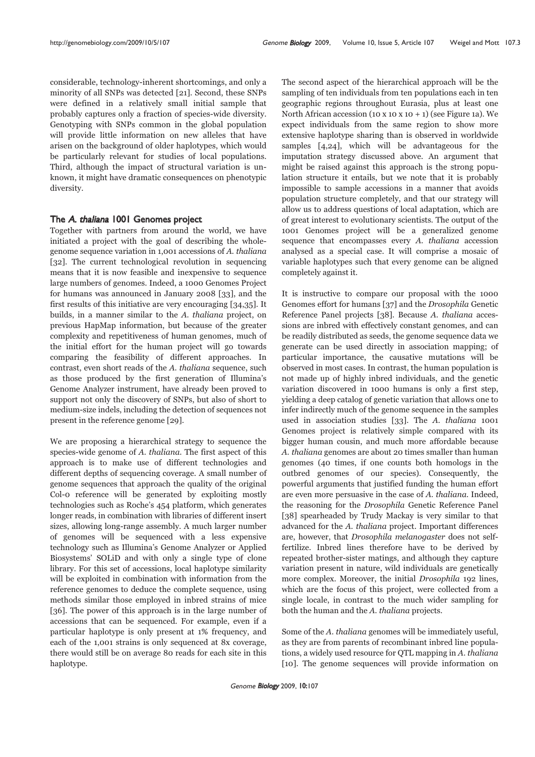considerable, technology-inherent shortcomings, and only a minority of all SNPs was detected [21]. Second, these SNPs were defined in a relatively small initial sample that probably captures only a fraction of species-wide diversity. Genotyping with SNPs common in the global population will provide little information on new alleles that have arisen on the background of older haplotypes, which would be particularly relevant for studies of local populations. Third, although the impact of structural variation is unknown, it might have dramatic consequences on phenotypic diversity.

## The *A. thaliana* 1001 Genomes project

Together with partners from around the world, we have initiated a project with the goal of describing the whole-genome sequence variation in 1,001 accessions of *A. thaliana* [32]. The current technological revolution in sequencing means that it is now feasible and inexpensive to sequence large numbers of genomes. Indeed, a 1000 Genomes Project for humans was announced in January 2008 [33], and the first results of this initiative are very encouraging [34,35]. It builds, in a manner similar to the *A. thaliana* project, on previous HapMap information, but because of the greater complexity and repetitiveness of human genomes, much of the initial effort for the human project will go towards comparing the feasibility of different approaches. In contrast, even short reads of the *A. thaliana* sequence, such as those produced by the first generation of Illumina's Genome Analyzer instrument, have already been proved to support not only the discovery of SNPs, but also of short to medium-size indels, including the detection of sequences not present in the reference genome [29].

We are proposing a hierarchical strategy to sequence the species-wide genome of *A. thaliana*. The first aspect of this approach is to make use of different technologies and different depths of sequencing coverage. A small number of genome sequences that approach the quality of the original Col-0 reference will be generated by exploiting mostly technologies such as Roche's 454 platform, which generates longer reads, in combination with libraries of different insert sizes, allowing long-range assembly. A much larger number of genomes will be sequenced with a less expensive technology such as Illumina's Genome Analyzer or Applied Biosystems' SOLiD and with only a single type of clone library. For this set of accessions, local haplotype similarity will be exploited in combination with information from the reference genomes to deduce the complete sequence, using methods similar those employed in inbred strains of mice [36]. The power of this approach is in the large number of accessions that can be sequenced. For example, even if a particular haplotype is only present at 1% frequency, and each of the 1,001 strains is only sequenced at 8x coverage, there would still be on average 80 reads for each site in this haplotype.

The second aspect of the hierarchical approach will be the sampling of ten individuals from ten populations each in ten geographic regions throughout Eurasia, plus at least one North African accession (10 x 10 x 10 + 1) (see Figure 1a). We expect individuals from the same region to show more extensive haplotype sharing than is observed in worldwide samples [4,24], which will be advantageous for the imputation strategy discussed above. An argument that might be raised against this approach is the strong population structure it entails, but we note that it is probably impossible to sample accessions in a manner that avoids population structure completely, and that our strategy will allow us to address questions of local adaptation, which are of great interest to evolutionary scientists. The output of the 1001 Genomes project will be a generalized genome sequence that encompasses every *A. thaliana* accession analysed as a special case. It will comprise a mosaic of variable haplotypes such that every genome can be aligned completely against it.

It is instructive to compare our proposal with the 1000 Genomes effort for humans [37] and the *Drosophila* Genetic Reference Panel projects [38]. Because *A. thaliana* accessions are inbred with effectively constant genomes, and can be readily distributed as seeds, the genome sequence data we generate can be used directly in association mapping; of particular importance, the causative mutations will be observed in most cases. In contrast, the human population is not made up of highly inbred individuals, and the genetic variation discovered in 1000 humans is only a first step, yielding a deep catalog of genetic variation that allows one to infer indirectly much of the genome sequence in the samples used in association studies [33]. The *A. thaliana* 1001 Genomes project is relatively simple compared with its bigger human cousin, and much more affordable because *A. thaliana* genomes are about 20 times smaller than human genomes (40 times, if one counts both homologs in the outbred genomes of our species). Consequently, the powerful arguments that justified funding the human effort are even more persuasive in the case of *A. thaliana*. Indeed, the reasoning for the *Drosophila* Genetic Reference Panel [38] spearheaded by Trudy Mackay is very similar to that advanced for the *A. thaliana* project. Important differences are, however, that *Drosophila melanogaster* does not self-fertilize. Inbred lines therefore have to be derived by repeated brother-sister matings, and although they capture variation present in nature, wild individuals are genetically more complex. Moreover, the initial *Drosophila* 192 lines, which are the focus of this project, were collected from a single locale, in contrast to the much wider sampling for both the human and the *A. thaliana* projects.

Some of the *A. thaliana* genomes will be immediately useful, as they are from parents of recombinant inbred line populations, a widely used resource for QTL mapping in *A. thaliana* [10]. The genome sequences will provide information on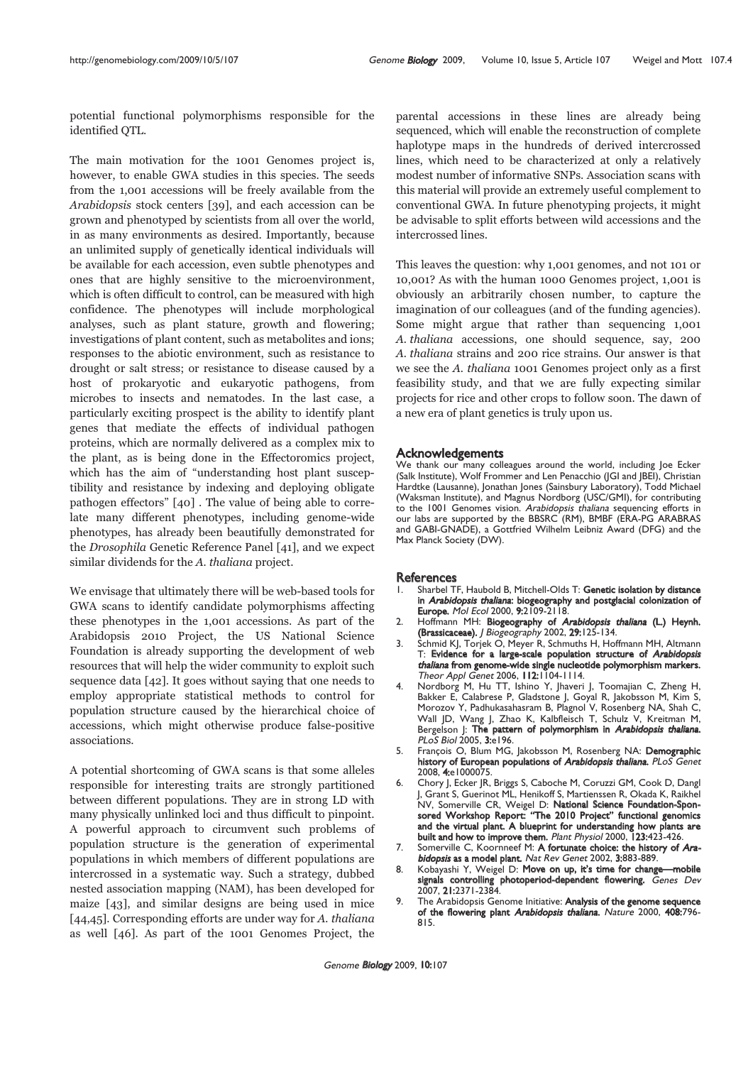potential functional polymorphisms responsible for the identified QTL.

The main motivation for the 1001 Genomes project is, however, to enable GWA studies in this species. The seeds from the 1,001 accessions will be freely available from the *Arabidopsis* stock centers [39], and each accession can be grown and phenotyped by scientists from all over the world, in as many environments as desired. Importantly, because an unlimited supply of genetically identical individuals will be available for each accession, even subtle phenotypes and ones that are highly sensitive to the microenvironment, which is often difficult to control, can be measured with high confidence. The phenotypes will include morphological analyses, such as plant stature, growth and flowering; investigations of plant content, such as metabolites and ions; responses to the abiotic environment, such as resistance to drought or salt stress; or resistance to disease caused by a host of prokaryotic and eukaryotic pathogens, from microbes to insects and nematodes. In the last case, a particularly exciting prospect is the ability to identify plant genes that mediate the effects of individual pathogen proteins, which are normally delivered as a complex mix to the plant, as is being done in the Effectoromics project, which has the aim of "understanding host plant susceptibility and resistance by indexing and deploying obligate pathogen effectors" [40] . The value of being able to correlate many different phenotypes, including genome-wide phenotypes, has already been beautifully demonstrated for the *Drosophila* Genetic Reference Panel [41], and we expect similar dividends for the *A. thaliana* project.

We envisage that ultimately there will be web-based tools for GWA scans to identify candidate polymorphisms affecting these phenotypes in the 1,001 accessions. As part of the Arabidopsis 2010 Project, the US National Science Foundation is already supporting the development of web resources that will help the wider community to exploit such sequence data [42]. It goes without saying that one needs to employ appropriate statistical methods to control for population structure caused by the hierarchical choice of accessions, which might otherwise produce false-positive associations.

A potential shortcoming of GWA scans is that some alleles responsible for interesting traits are strongly partitioned between different populations. They are in strong LD with many physically unlinked loci and thus difficult to pinpoint. A powerful approach to circumvent such problems of population structure is the generation of experimental populations in which members of different populations are intercrossed in a systematic way. Such a strategy, dubbed nested association mapping (NAM), has been developed for maize [43], and similar designs are being used in mice [44,45]. Corresponding efforts are under way for *A. thaliana* as well [46]. As part of the 1001 Genomes Project, the parental accessions in these lines are already being sequenced, which will enable the reconstruction of complete haplotype maps in the hundreds of derived intercrossed lines, which need to be characterized at only a relatively modest number of informative SNPs. Association scans with this material will provide an extremely useful complement to conventional GWA. In future phenotyping projects, it might be advisable to split efforts between wild accessions and the intercrossed lines.

This leaves the question: why 1,001 genomes, and not 101 or 10,001? As with the human 1000 Genomes project, 1,001 is obviously an arbitrarily chosen number, to capture the imagination of our colleagues (and of the funding agencies). Some might argue that rather than sequencing 1,001 *A. thaliana* accessions, one should sequence, say, 200 *A. thaliana* strains and 200 rice strains. Our answer is that we see the *A. thaliana* 1001 Genomes project only as a first feasibility study, and that we are fully expecting similar projects for rice and other crops to follow soon. The dawn of a new era of plant genetics is truly upon us.

## Acknowledgements

We thank our many colleagues around the world, including Joe Ecker (Salk Institute), Wolf Frommer and Len Penacchio (JGI and JBEI), Christian Hardtke (Lausanne), Jonathan Jones (Sainsbury Laboratory), Todd Michael (Waksman Institute), and Magnus Nordborg (USC/GMI), for contributing to the 1001 Genomes vision. *Arabidopsis thaliana* sequencing efforts in our labs are supported by the BBSRC (RM), BMBF (ERA-PG ARABRAS and GABI-GNADE), a Gottfried Wilhelm Leibniz Award (DFG) and the Max Planck Society (DW).

## References

1. Sharbel TF, Haubold B, Mitchell-Olds T: **Genetic isolation by distance in *Arabidopsis thaliana*: biogeography and postglacial colonization of Europe.** *Mol Ecol* 2000, **9:**2109-2118.
2. Hoffmann MH: **Biogeography of *Arabidopsis thaliana* (L.) Heynh. (Brassicaceae).** *J Biogeography* 2002, **29:**125-134.
3. Schmid KJ, Torjek O, Meyer R, Schmuths H, Hoffmann MH, Altmann T: **Evidence for a large-scale population structure of *Arabidopsis thaliana* from genome-wide single nucleotide polymorphism markers.** *Theor Appl Genet* 2006, **112:**1104-1114.
4. Nordborg M, Hu TT, Ishino Y, Jhaveri J, Toomajian C, Zheng H, Bakker E, Calabrese P, Gladstone J, Goyal R, Jakobsson M, Kim S, Morozov Y, Padhukasahasram B, Plagnol V, Rosenberg NA, Shah C, Wall JD, Wang J, Zhao K, Kalbfleisch T, Schulz V, Kreitman M, Bergelson J: **The pattern of polymorphism in *Arabidopsis thaliana*.** *PLoS Biol* 2005, **3:**e196.
5. François O, Blum MG, Jakobsson M, Rosenberg NA: **Demographic history of European populations of *Arabidopsis thaliana*.** *PLoS Genet* 2008, **4:**e1000075.
6. Chory J, Ecker JR, Briggs S, Caboche M, Coruzzi GM, Cook D, Dangl J, Grant S, Guerinot ML, Henikoff S, Martienssen R, Okada K, Raikhel NV, Somerville CR, Weigel D: **National Science Foundation-Sponsored Workshop Report: "The 2010 Project" functional genomics and the virtual plant. A blueprint for understanding how plants are built and how to improve them.** *Plant Physiol* 2000, **123:**423-426.
7. Somerville C, Koornneef M: **A fortunate choice: the history of *Arabidopsis* as a model plant.** *Nat Rev Genet* 2002, **3:**883-889.
8. Kobayashi Y, Weigel D: **Move on up, it's time for change—mobile signals controlling photoperiod-dependent flowering.** *Genes Dev* 2007, **21:**2371-2384.
9. The Arabidopsis Genome Initiative: **Analysis of the genome sequence of the flowering plant *Arabidopsis thaliana*.** *Nature* 2000, **408:**796-815.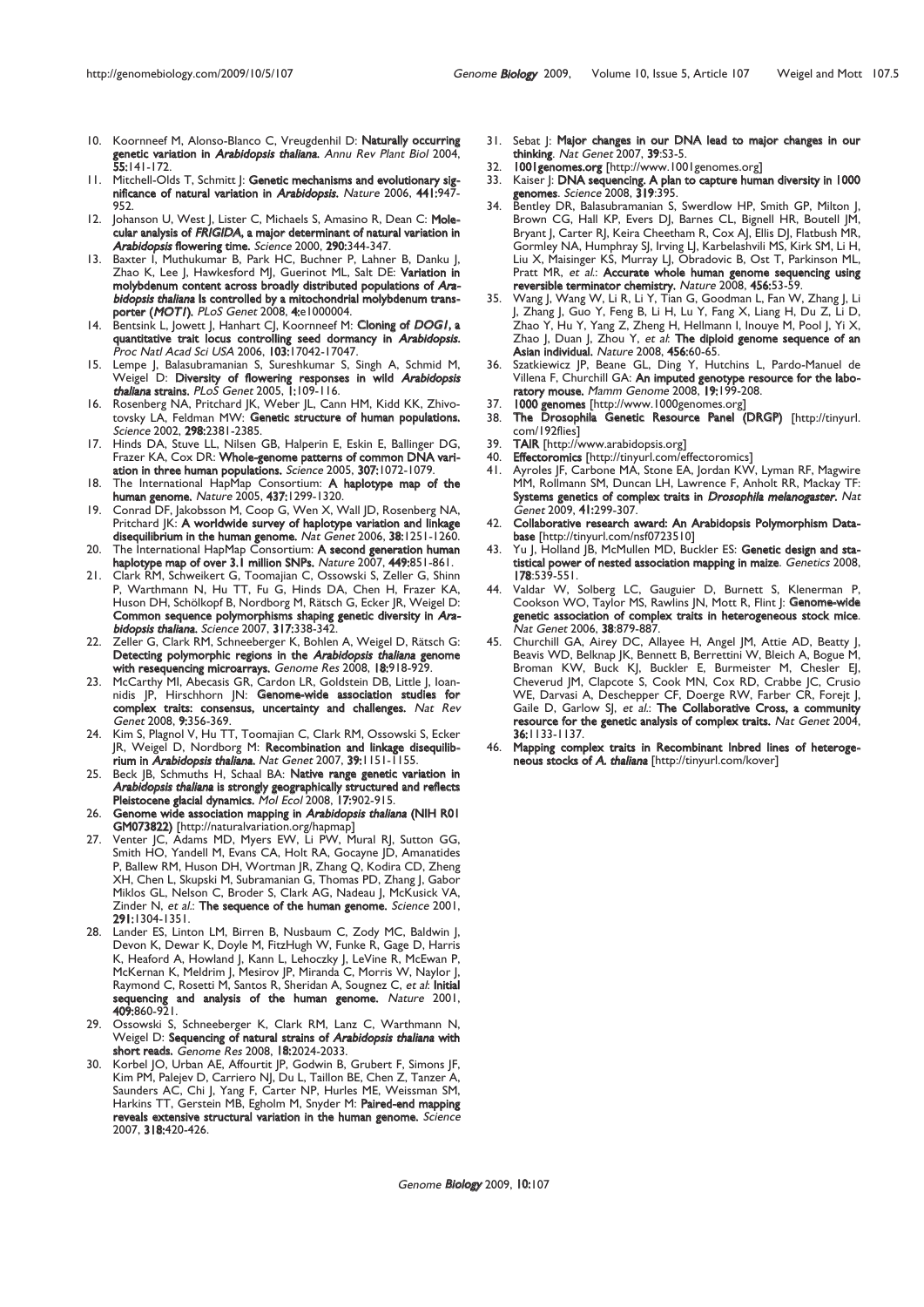10. Koornneef M, Alonso-Blanco C, Vreugdenhil D: **Naturally occurring genetic variation in *Arabidopsis thaliana*.** *Annu Rev Plant Biol* 2004, **55:**141-172.
11. Mitchell-Olds T, Schmitt J: **Genetic mechanisms and evolutionary significance of natural variation in *Arabidopsis*.** *Nature* 2006, **441:**947-952.
12. Johanson U, West J, Lister C, Michaels S, Amasino R, Dean C: **Molecular analysis of *FRIGIDA*, a major determinant of natural variation in *Arabidopsis* flowering time.** *Science* 2000, **290:**344-347.
13. Baxter I, Muthukumar B, Park HC, Buchner P, Lahner B, Danku J, Zhao K, Lee J, Hawkesford MJ, Guerinot ML, Salt DE: **Variation in molybdenum content across broadly distributed populations of *Arabidopsis thaliana* is controlled by a mitochondrial molybdenum transporter (*MOT1*).** *PLoS Genet* 2008, **4:**e1000004.
14. Bentsink L, Jowett J, Hanhart CJ, Koornneef M: **Cloning of *DOG1*, a quantitative trait locus controlling seed dormancy in *Arabidopsis*.** *Proc Natl Acad Sci USA* 2006, **103:**17042-17047.
15. Lempe J, Balasubramanian S, Sureshkumar S, Singh A, Schmid M, Weigel D: **Diversity of flowering responses in wild *Arabidopsis thaliana* strains.** *PLoS Genet* 2005, **1:**109-116.
16. Rosenberg NA, Pritchard JK, Weber JL, Cann HM, Kidd KK, Zhivotovsky LA, Feldman MW: **Genetic structure of human populations.** *Science* 2002, **298:**2381-2385.
17. Hinds DA, Stuve LL, Nilsen GB, Halperin E, Eskin E, Ballinger DG, Frazer KA, Cox DR: **Whole-genome patterns of common DNA variation in three human populations.** *Science* 2005, **307:**1072-1079.
18. The International HapMap Consortium: **A haplotype map of the human genome.** *Nature* 2005, **437:**1299-1320.
19. Conrad DF, Jakobsson M, Coop G, Wen X, Wall JD, Rosenberg NA, Pritchard JK: **A worldwide survey of haplotype variation and linkage disequilibrium in the human genome.** *Nat Genet* 2006, **38:**1251-1260.
20. The International HapMap Consortium: **A second generation human haplotype map of over 3.1 million SNPs.** *Nature* 2007, **449:**851-861.
21. Clark RM, Schweikert G, Toomajian C, Ossowski S, Zeller G, Shinn P, Warthmann N, Hu TT, Fu G, Hinds DA, Chen H, Frazer KA, Huson DH, Schölkopf B, Nordborg M, Rätsch G, Ecker JR, Weigel D: **Common sequence polymorphisms shaping genetic diversity in *Arabidopsis thaliana*.** *Science* 2007, **317:**338-342.
22. Zeller G, Clark RM, Schneeberger K, Bohlen A, Weigel D, Rätsch G: **Detecting polymorphic regions in the *Arabidopsis thaliana* genome with resequencing microarrays.** *Genome Res* 2008, **18:**918-929.
23. McCarthy MI, Abecasis GR, Cardon LR, Goldstein DB, Little J, Ioannidis JP, Hirschhorn JN: **Genome-wide association studies for complex traits: consensus, uncertainty and challenges.** *Nat Rev Genet* 2008, **9:**356-369.
24. Kim S, Plagnol V, Hu TT, Toomajian C, Clark RM, Ossowski S, Ecker JR, Weigel D, Nordborg M: **Recombination and linkage disequilibrium in *Arabidopsis thaliana*.** *Nat Genet* 2007, **39:**1151-1155.
25. Beck JB, Schmuths H, Schaal BA: **Native range genetic variation in *Arabidopsis thaliana* is strongly geographically structured and reflects Pleistocene glacial dynamics.** *Mol Ecol* 2008, **17:**902-915.
26. **Genome wide association mapping in *Arabidopsis thaliana* (NIH R01 GM073822)** [http://naturalvariation.org/hapmap]
27. Venter JC, Adams MD, Myers EW, Li PW, Mural RJ, Sutton GG, Smith HO, Yandell M, Evans CA, Holt RA, Gocayne JD, Amanatides P, Ballew RM, Huson DH, Wortman JR, Zhang Q, Kodira CD, Zheng XH, Chen L, Skupski M, Subramanian G, Thomas PD, Zhang J, Gabor Miklos GL, Nelson C, Broder S, Clark AG, Nadeau J, McKusick VA, Zinder N, *et al.*: **The sequence of the human genome.** *Science* 2001, **291:**1304-1351.
28. Lander ES, Linton LM, Birren B, Nusbaum C, Zody MC, Baldwin J, Devon K, Dewar K, Doyle M, FitzHugh W, Funke R, Gage D, Harris K, Heaford A, Howland J, Kann L, Lehoczky J, LeVine R, McEwan P, McKernan K, Meldrim J, Mesirov JP, Miranda C, Morris W, Naylor J, Raymond C, Rosetti M, Santos R, Sheridan A, Sougnez C, *et al*: **Initial sequencing and analysis of the human genome.** *Nature* 2001, **409:**860-921.
29. Ossowski S, Schneeberger K, Clark RM, Lanz C, Warthmann N, Weigel D: **Sequencing of natural strains of *Arabidopsis thaliana* with short reads.** *Genome Res* 2008, **18:**2024-2033.
30. Korbel JO, Urban AE, Affourtit JP, Godwin B, Grubert F, Simons JF, Kim PM, Palejev D, Carriero NJ, Du L, Taillon BE, Chen Z, Tanzer A, Saunders AC, Chi J, Yang F, Carter NP, Hurles ME, Weissman SM, Harkins TT, Gerstein MB, Egholm M, Snyder M: **Paired-end mapping reveals extensive structural variation in the human genome.** *Science* 2007, **318:**420-426.
31. Sebat J: **Major changes in our DNA lead to major changes in our thinking.** *Nat Genet* 2007, **39:**S3-5.
32. **1001genomes.org** [http://www.1001genomes.org]
33. Kaiser J: **DNA sequencing. A plan to capture human diversity in 1000 genomes.** *Science* 2008, **319:**395.
34. Bentley DR, Balasubramanian S, Swerdlow HP, Smith GP, Milton J, Brown CG, Hall KP, Evers DJ, Barnes CL, Bignell HR, Boutell JM, Bryant J, Carter RJ, Keira Cheetham R, Cox AJ, Ellis DJ, Flatbush MR, Gormley NA, Humphray SJ, Irving LJ, Karbelashvili MS, Kirk SM, Li H, Liu X, Maisinger KS, Murray LJ, Obradovic B, Ost T, Parkinson ML, Pratt MR, *et al.*: **Accurate whole human genome sequencing using reversible terminator chemistry.** *Nature* 2008, **456:**53-59.
35. Wang J, Wang W, Li R, Li Y, Tian G, Goodman L, Fan W, Zhang J, Li J, Zhang J, Guo Y, Feng B, Li H, Lu Y, Fang X, Liang H, Du Z, Li D, Zhao Y, Hu Y, Yang Z, Zheng H, Hellmann I, Inouye M, Pool J, Yi X, Zhao J, Duan J, Zhou Y, *et al*: **The diploid genome sequence of an Asian individual.** *Nature* 2008, **456:**60-65.
36. Szatkiewicz JP, Beane GL, Ding Y, Hutchins L, Pardo-Manuel de Villena F, Churchill GA: **An imputed genotype resource for the laboratory mouse.** *Mamm Genome* 2008, **19:**199-208.
37. **1000 genomes** [http://www.1000genomes.org]
38. **The Drosophila Genetic Resource Panel (DRGP)** [http://tinyurl.com/192flies]
39. **TAIR** [http://www.arabidopsis.org]
40. **Effectoromics** [http://tinyurl.com/effectoromics]
41. Ayroles JF, Carbone MA, Stone EA, Jordan KW, Lyman RF, Magwire MM, Rollmann SM, Duncan LH, Lawrence F, Anholt RR, Mackay TF: **Systems genetics of complex traits in *Drosophila melanogaster*.** *Nat Genet* 2009, **41:**299-307.
42. **Collaborative research award: An Arabidopsis Polymorphism Database** [http://tinyurl.com/nsf0723510]
43. Yu J, Holland JB, McMullen MD, Buckler ES: **Genetic design and statistical power of nested association mapping in maize.** *Genetics* 2008, **178:**539-551.
44. Valdar W, Solberg LC, Gauguier D, Burnett S, Klenerman P, Cookson WO, Taylor MS, Rawlins JN, Mott R, Flint J: **Genome-wide genetic association of complex traits in heterogeneous stock mice.** *Nat Genet* 2006, **38:**879-887.
45. Churchill GA, Airey DC, Allayee H, Angel JM, Attie AD, Beatty J, Beavis WD, Belknap JK, Bennett B, Berrettini W, Bleich A, Bogue M, Broman KW, Buck KJ, Buckler E, Burmeister M, Chesler EJ, Cheverud JM, Clapcote S, Cook MN, Cox RD, Crabbe JC, Crusio WE, Darvasi A, Deschepper CF, Doerge RW, Farber CR, Forejt J, Gaile D, Garlow SJ, *et al.*: **The Collaborative Cross, a community resource for the genetic analysis of complex traits.** *Nat Genet* 2004, **36:**1133-1137.
46. **Mapping complex traits in Recombinant Inbred lines of heterogeneous stocks of *A. thaliana*** [http://tinyurl.com/kover]